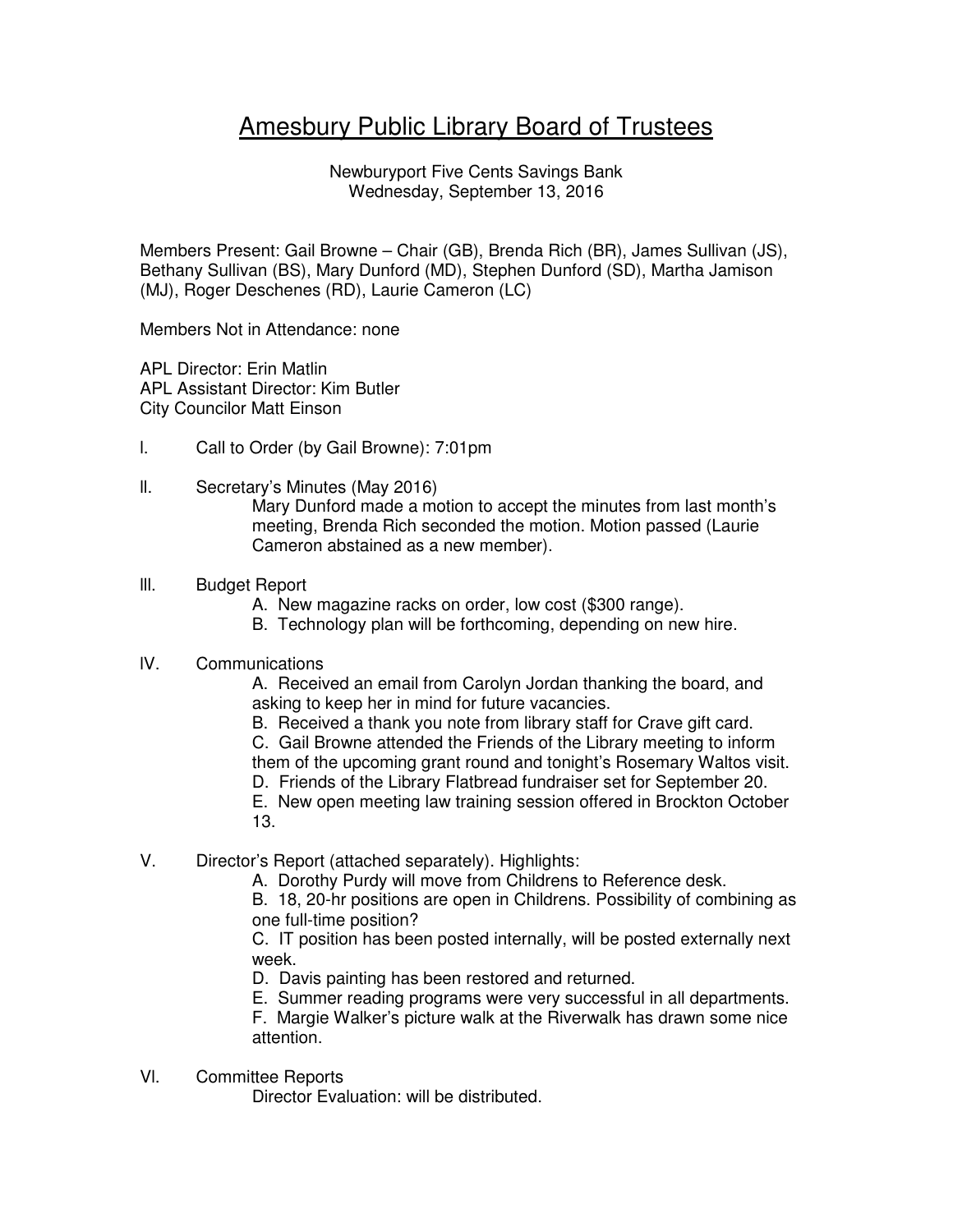# Amesbury Public Library Board of Trustees

Newburyport Five Cents Savings Bank
Wednesday, September 13, 2016

Members Present: Gail Browne – Chair (GB), Brenda Rich (BR), James Sullivan (JS), Bethany Sullivan (BS), Mary Dunford (MD), Stephen Dunford (SD), Martha Jamison (MJ), Roger Deschenes (RD), Laurie Cameron (LC)

Members Not in Attendance: none

APL Director: Erin Matlin
APL Assistant Director: Kim Butler
City Councilor Matt Einson

I. Call to Order (by Gail Browne): 7:01pm

II. Secretary's Minutes (May 2016)
   Mary Dunford made a motion to accept the minutes from last month's meeting, Brenda Rich seconded the motion. Motion passed (Laurie Cameron abstained as a new member).

III. Budget Report
   A. New magazine racks on order, low cost ($300 range).
   B. Technology plan will be forthcoming, depending on new hire.

IV. Communications
   A. Received an email from Carolyn Jordan thanking the board, and asking to keep her in mind for future vacancies.
   B. Received a thank you note from library staff for Crave gift card.
   C. Gail Browne attended the Friends of the Library meeting to inform them of the upcoming grant round and tonight's Rosemary Waltos visit.
   D. Friends of the Library Flatbread fundraiser set for September 20.
   E. New open meeting law training session offered in Brockton October 13.

V. Director's Report (attached separately). Highlights:
   A. Dorothy Purdy will move from Childrens to Reference desk.
   B. 18, 20-hr positions are open in Childrens. Possibility of combining as one full-time position?
   C. IT position has been posted internally, will be posted externally next week.
   D. Davis painting has been restored and returned.
   E. Summer reading programs were very successful in all departments.
   F. Margie Walker's picture walk at the Riverwalk has drawn some nice attention.

VI. Committee Reports
   Director Evaluation: will be distributed.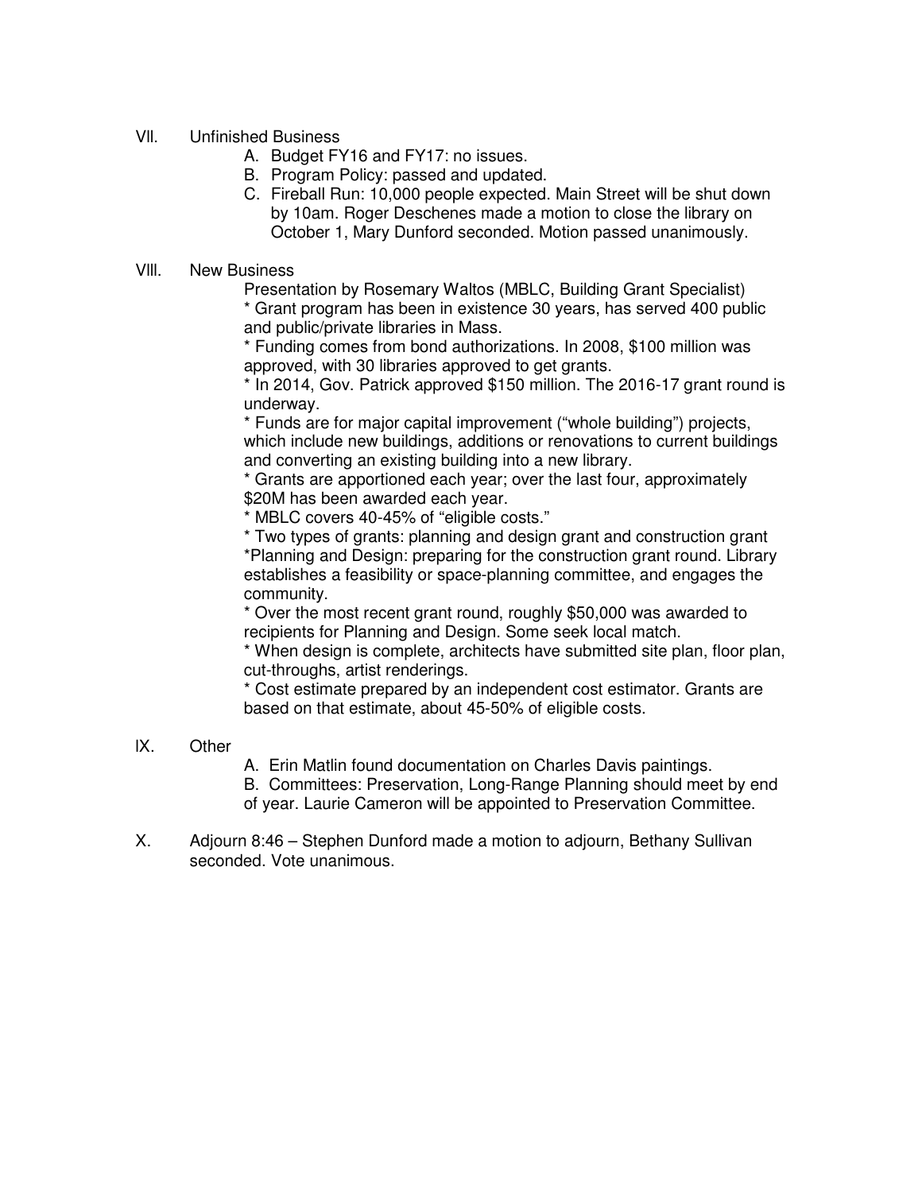VII. Unfinished Business

A. Budget FY16 and FY17: no issues.
B. Program Policy: passed and updated.
C. Fireball Run: 10,000 people expected. Main Street will be shut down by 10am. Roger Deschenes made a motion to close the library on October 1, Mary Dunford seconded. Motion passed unanimously.

VIII. New Business

Presentation by Rosemary Waltos (MBLC, Building Grant Specialist)

* Grant program has been in existence 30 years, has served 400 public and public/private libraries in Mass.
* Funding comes from bond authorizations. In 2008, $100 million was approved, with 30 libraries approved to get grants.
* In 2014, Gov. Patrick approved $150 million. The 2016-17 grant round is underway.
* Funds are for major capital improvement ("whole building") projects, which include new buildings, additions or renovations to current buildings and converting an existing building into a new library.
* Grants are apportioned each year; over the last four, approximately $20M has been awarded each year.
* MBLC covers 40-45% of "eligible costs."
* Two types of grants: planning and design grant and construction grant
* Planning and Design: preparing for the construction grant round. Library establishes a feasibility or space-planning committee, and engages the community.
* Over the most recent grant round, roughly $50,000 was awarded to recipients for Planning and Design. Some seek local match.
* When design is complete, architects have submitted site plan, floor plan, cut-throughs, artist renderings.
* Cost estimate prepared by an independent cost estimator. Grants are based on that estimate, about 45-50% of eligible costs.

IX. Other

A. Erin Matlin found documentation on Charles Davis paintings.
B. Committees: Preservation, Long-Range Planning should meet by end of year. Laurie Cameron will be appointed to Preservation Committee.

X. Adjourn 8:46 – Stephen Dunford made a motion to adjourn, Bethany Sullivan seconded. Vote unanimous.